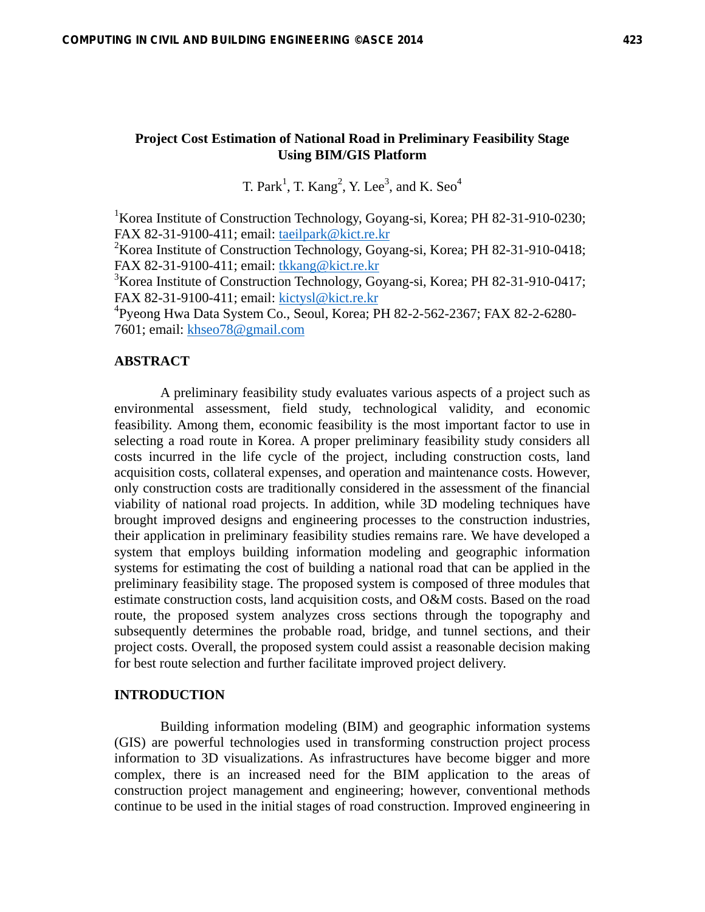# Project Cost Estimation of National Road in Preliminary Feasibility Stage Using BIM/GIS Platform

T. Park[1], T. Kang[2], Y. Lee[3], and K. Seo[4]

[1]Korea Institute of Construction Technology, Goyang-si, Korea; PH 82-31-910-0230; FAX 82-31-9100-411; email: taeilpark@kict.re.kr

[2]Korea Institute of Construction Technology, Goyang-si, Korea; PH 82-31-910-0418; FAX 82-31-9100-411; email: tkkang@kict.re.kr

[3]Korea Institute of Construction Technology, Goyang-si, Korea; PH 82-31-910-0417; FAX 82-31-9100-411; email: kictysl@kict.re.kr

[4]Pyeong Hwa Data System Co., Seoul, Korea; PH 82-2-562-2367; FAX 82-2-6280-7601; email: khseo78@gmail.com

## ABSTRACT

A preliminary feasibility study evaluates various aspects of a project such as environmental assessment, field study, technological validity, and economic feasibility. Among them, economic feasibility is the most important factor to use in selecting a road route in Korea. A proper preliminary feasibility study considers all costs incurred in the life cycle of the project, including construction costs, land acquisition costs, collateral expenses, and operation and maintenance costs. However, only construction costs are traditionally considered in the assessment of the financial viability of national road projects. In addition, while 3D modeling techniques have brought improved designs and engineering processes to the construction industries, their application in preliminary feasibility studies remains rare. We have developed a system that employs building information modeling and geographic information systems for estimating the cost of building a national road that can be applied in the preliminary feasibility stage. The proposed system is composed of three modules that estimate construction costs, land acquisition costs, and O&M costs. Based on the road route, the proposed system analyzes cross sections through the topography and subsequently determines the probable road, bridge, and tunnel sections, and their project costs. Overall, the proposed system could assist a reasonable decision making for best route selection and further facilitate improved project delivery.

## INTRODUCTION

Building information modeling (BIM) and geographic information systems (GIS) are powerful technologies used in transforming construction project process information to 3D visualizations. As infrastructures have become bigger and more complex, there is an increased need for the BIM application to the areas of construction project management and engineering; however, conventional methods continue to be used in the initial stages of road construction. Improved engineering in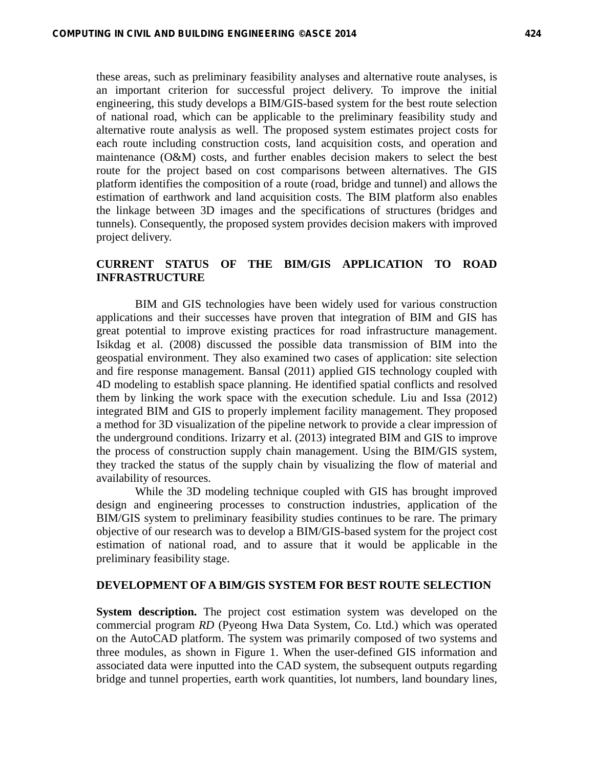these areas, such as preliminary feasibility analyses and alternative route analyses, is an important criterion for successful project delivery. To improve the initial engineering, this study develops a BIM/GIS-based system for the best route selection of national road, which can be applicable to the preliminary feasibility study and alternative route analysis as well. The proposed system estimates project costs for each route including construction costs, land acquisition costs, and operation and maintenance (O&M) costs, and further enables decision makers to select the best route for the project based on cost comparisons between alternatives. The GIS platform identifies the composition of a route (road, bridge and tunnel) and allows the estimation of earthwork and land acquisition costs. The BIM platform also enables the linkage between 3D images and the specifications of structures (bridges and tunnels). Consequently, the proposed system provides decision makers with improved project delivery.

## CURRENT STATUS OF THE BIM/GIS APPLICATION TO ROAD INFRASTRUCTURE

BIM and GIS technologies have been widely used for various construction applications and their successes have proven that integration of BIM and GIS has great potential to improve existing practices for road infrastructure management. Isikdag et al. (2008) discussed the possible data transmission of BIM into the geospatial environment. They also examined two cases of application: site selection and fire response management. Bansal (2011) applied GIS technology coupled with 4D modeling to establish space planning. He identified spatial conflicts and resolved them by linking the work space with the execution schedule. Liu and Issa (2012) integrated BIM and GIS to properly implement facility management. They proposed a method for 3D visualization of the pipeline network to provide a clear impression of the underground conditions. Irizarry et al. (2013) integrated BIM and GIS to improve the process of construction supply chain management. Using the BIM/GIS system, they tracked the status of the supply chain by visualizing the flow of material and availability of resources.

While the 3D modeling technique coupled with GIS has brought improved design and engineering processes to construction industries, application of the BIM/GIS system to preliminary feasibility studies continues to be rare. The primary objective of our research was to develop a BIM/GIS-based system for the project cost estimation of national road, and to assure that it would be applicable in the preliminary feasibility stage.

## DEVELOPMENT OF A BIM/GIS SYSTEM FOR BEST ROUTE SELECTION

**System description.** The project cost estimation system was developed on the commercial program *RD* (Pyeong Hwa Data System, Co. Ltd.) which was operated on the AutoCAD platform. The system was primarily composed of two systems and three modules, as shown in Figure 1. When the user-defined GIS information and associated data were inputted into the CAD system, the subsequent outputs regarding bridge and tunnel properties, earth work quantities, lot numbers, land boundary lines,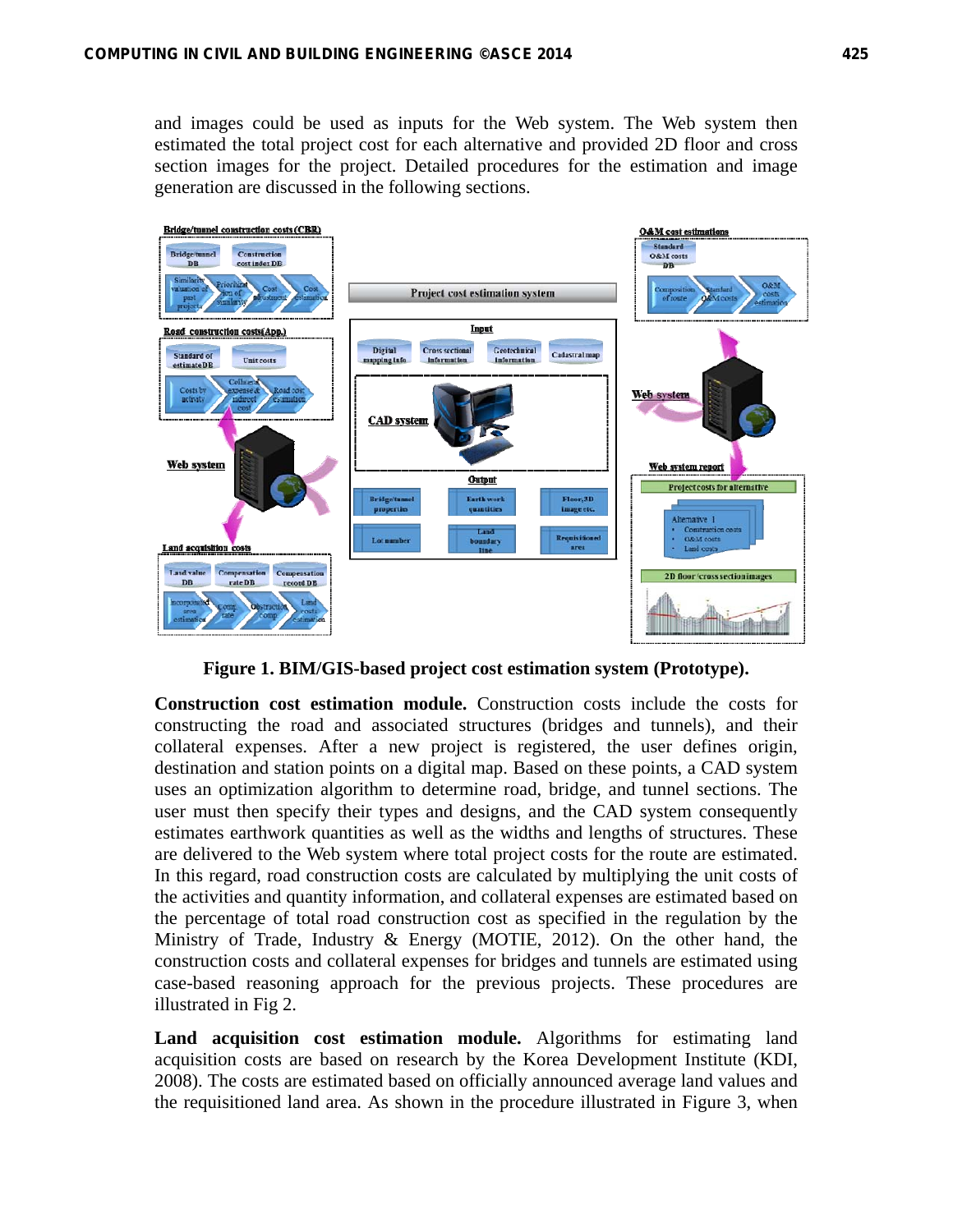and images could be used as inputs for the Web system. The Web system then estimated the total project cost for each alternative and provided 2D floor and cross section images for the project. Detailed procedures for the estimation and image generation are discussed in the following sections.

**Figure 1. BIM/GIS-based project cost estimation system (Prototype).**

**Construction cost estimation module.** Construction costs include the costs for constructing the road and associated structures (bridges and tunnels), and their collateral expenses. After a new project is registered, the user defines origin, destination and station points on a digital map. Based on these points, a CAD system uses an optimization algorithm to determine road, bridge, and tunnel sections. The user must then specify their types and designs, and the CAD system consequently estimates earthwork quantities as well as the widths and lengths of structures. These are delivered to the Web system where total project costs for the route are estimated. In this regard, road construction costs are calculated by multiplying the unit costs of the activities and quantity information, and collateral expenses are estimated based on the percentage of total road construction cost as specified in the regulation by the Ministry of Trade, Industry & Energy (MOTIE, 2012). On the other hand, the construction costs and collateral expenses for bridges and tunnels are estimated using case-based reasoning approach for the previous projects. These procedures are illustrated in Fig 2.

**Land acquisition cost estimation module.** Algorithms for estimating land acquisition costs are based on research by the Korea Development Institute (KDI, 2008). The costs are estimated based on officially announced average land values and the requisitioned land area. As shown in the procedure illustrated in Figure 3, when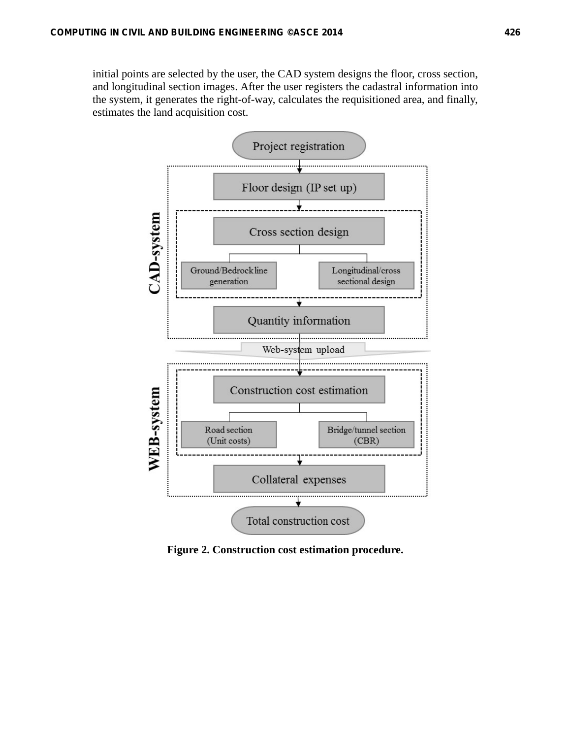initial points are selected by the user, the CAD system designs the floor, cross section, and longitudinal section images. After the user registers the cadastral information into the system, it generates the right-of-way, calculates the requisitioned area, and finally, estimates the land acquisition cost.

**Figure 2. Construction cost estimation procedure.**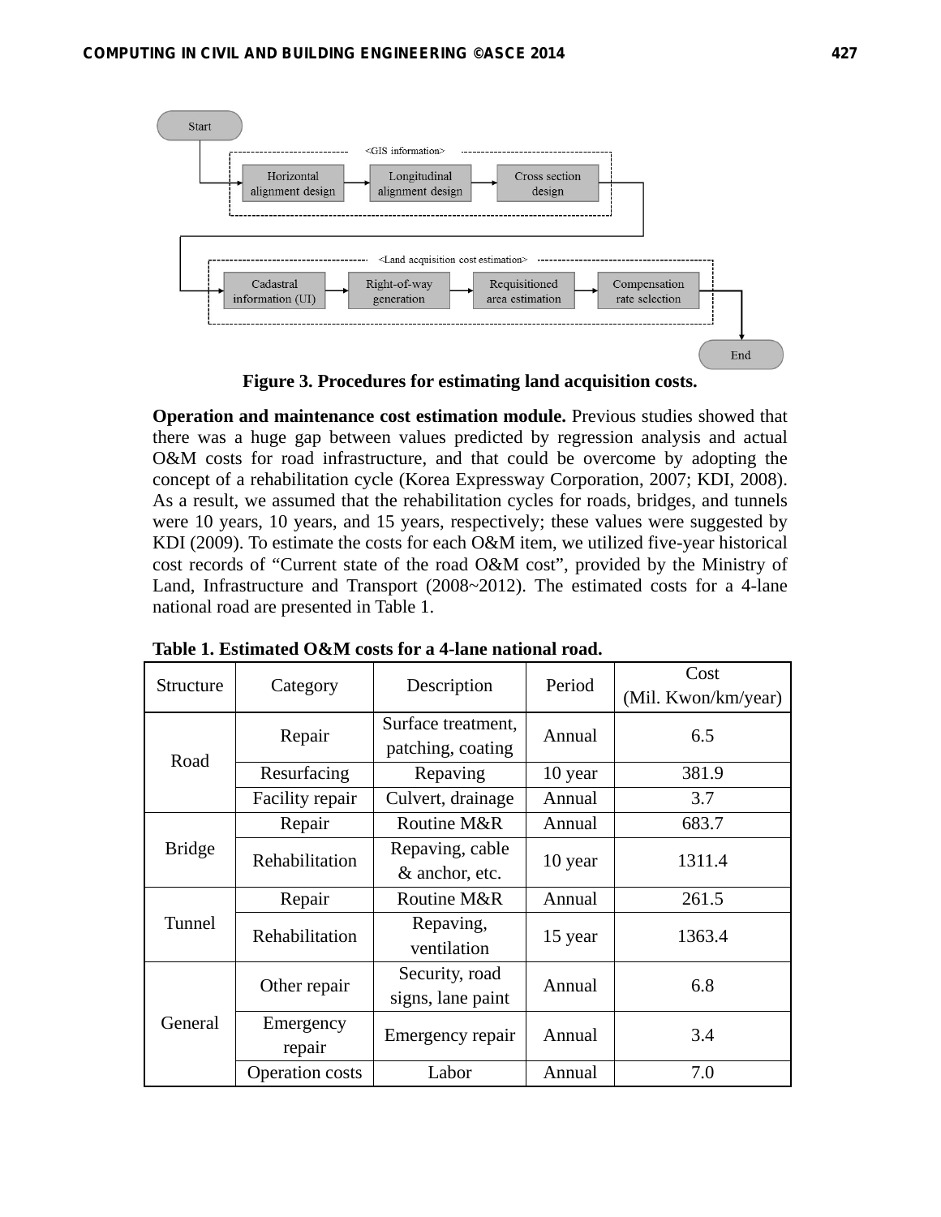**Figure 3. Procedures for estimating land acquisition costs.**

**Operation and maintenance cost estimation module.** Previous studies showed that there was a huge gap between values predicted by regression analysis and actual O&M costs for road infrastructure, and that could be overcome by adopting the concept of a rehabilitation cycle (Korea Expressway Corporation, 2007; KDI, 2008). As a result, we assumed that the rehabilitation cycles for roads, bridges, and tunnels were 10 years, 10 years, and 15 years, respectively; these values were suggested by KDI (2009). To estimate the costs for each O&M item, we utilized five-year historical cost records of "Current state of the road O&M cost", provided by the Ministry of Land, Infrastructure and Transport (2008~2012). The estimated costs for a 4-lane national road are presented in Table 1.

**Table 1. Estimated O&M costs for a 4-lane national road.**

| Structure | Category | Description | Period | Cost (Mil. Kwon/km/year) |
|---|---|---|---|---|
| Road | Repair | Surface treatment, patching, coating | Annual | 6.5 |
| | Resurfacing | Repaving | 10 year | 381.9 |
| | Facility repair | Culvert, drainage | Annual | 3.7 |
| Bridge | Repair | Routine M&R | Annual | 683.7 |
| | Rehabilitation | Repaving, cable & anchor, etc. | 10 year | 1311.4 |
| Tunnel | Repair | Routine M&R | Annual | 261.5 |
| | Rehabilitation | Repaving, ventilation | 15 year | 1363.4 |
| General | Other repair | Security, road signs, lane paint | Annual | 6.8 |
| | Emergency repair | Emergency repair | Annual | 3.4 |
| | Operation costs | Labor | Annual | 7.0 |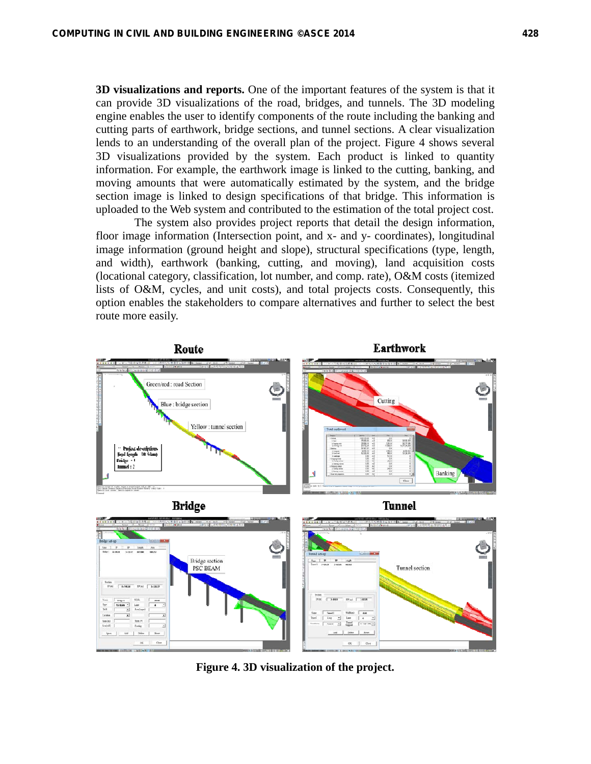**3D visualizations and reports.** One of the important features of the system is that it can provide 3D visualizations of the road, bridges, and tunnels. The 3D modeling engine enables the user to identify components of the route including the banking and cutting parts of earthwork, bridge sections, and tunnel sections. A clear visualization lends to an understanding of the overall plan of the project. Figure 4 shows several 3D visualizations provided by the system. Each product is linked to quantity information. For example, the earthwork image is linked to the cutting, banking, and moving amounts that were automatically estimated by the system, and the bridge section image is linked to design specifications of that bridge. This information is uploaded to the Web system and contributed to the estimation of the total project cost.

The system also provides project reports that detail the design information, floor image information (Intersection point, and x- and y- coordinates), longitudinal image information (ground height and slope), structural specifications (type, length, and width), earthwork (banking, cutting, and moving), land acquisition costs (locational category, classification, lot number, and comp. rate), O&M costs (itemized lists of O&M, cycles, and unit costs), and total projects costs. Consequently, this option enables the stakeholders to compare alternatives and further to select the best route more easily.

**Figure 4. 3D visualization of the project.**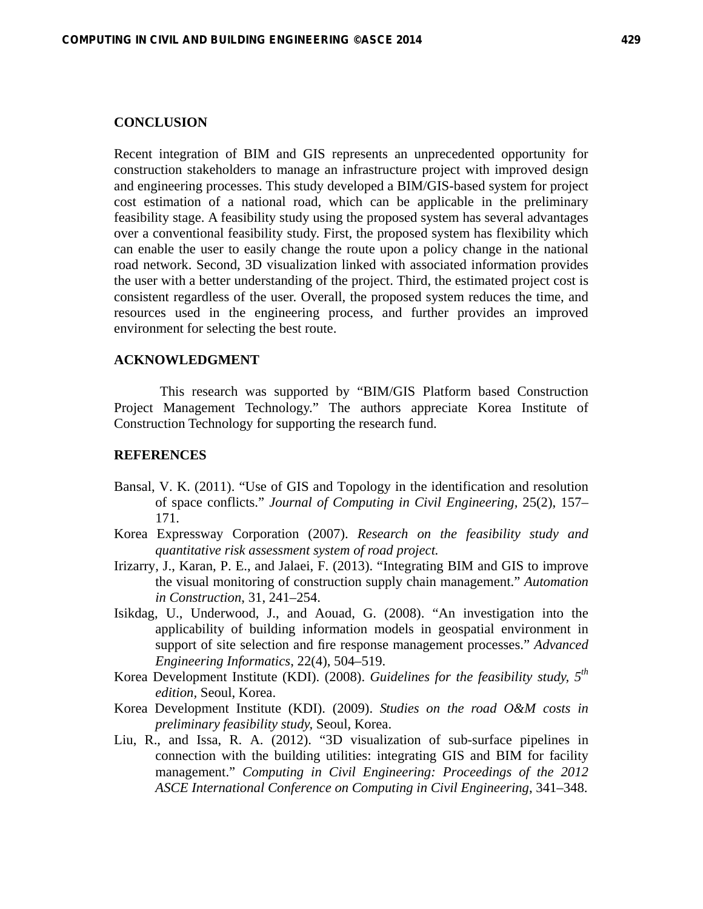## CONCLUSION

Recent integration of BIM and GIS represents an unprecedented opportunity for construction stakeholders to manage an infrastructure project with improved design and engineering processes. This study developed a BIM/GIS-based system for project cost estimation of a national road, which can be applicable in the preliminary feasibility stage. A feasibility study using the proposed system has several advantages over a conventional feasibility study. First, the proposed system has flexibility which can enable the user to easily change the route upon a policy change in the national road network. Second, 3D visualization linked with associated information provides the user with a better understanding of the project. Third, the estimated project cost is consistent regardless of the user. Overall, the proposed system reduces the time, and resources used in the engineering process, and further provides an improved environment for selecting the best route.

## ACKNOWLEDGMENT

This research was supported by "BIM/GIS Platform based Construction Project Management Technology." The authors appreciate Korea Institute of Construction Technology for supporting the research fund.

## REFERENCES

Bansal, V. K. (2011). "Use of GIS and Topology in the identification and resolution of space conflicts." *Journal of Computing in Civil Engineering*, 25(2), 157–171.

Korea Expressway Corporation (2007). *Research on the feasibility study and quantitative risk assessment system of road project.*

Irizarry, J., Karan, P. E., and Jalaei, F. (2013). "Integrating BIM and GIS to improve the visual monitoring of construction supply chain management." *Automation in Construction*, 31, 241–254.

Isikdag, U., Underwood, J., and Aouad, G. (2008). "An investigation into the applicability of building information models in geospatial environment in support of site selection and fire response management processes." *Advanced Engineering Informatics*, 22(4), 504–519.

Korea Development Institute (KDI). (2008). *Guidelines for the feasibility study, 5th edition*, Seoul, Korea.

Korea Development Institute (KDI). (2009). *Studies on the road O&M costs in preliminary feasibility study*, Seoul, Korea.

Liu, R., and Issa, R. A. (2012). "3D visualization of sub-surface pipelines in connection with the building utilities: integrating GIS and BIM for facility management." *Computing in Civil Engineering: Proceedings of the 2012 ASCE International Conference on Computing in Civil Engineering*, 341–348.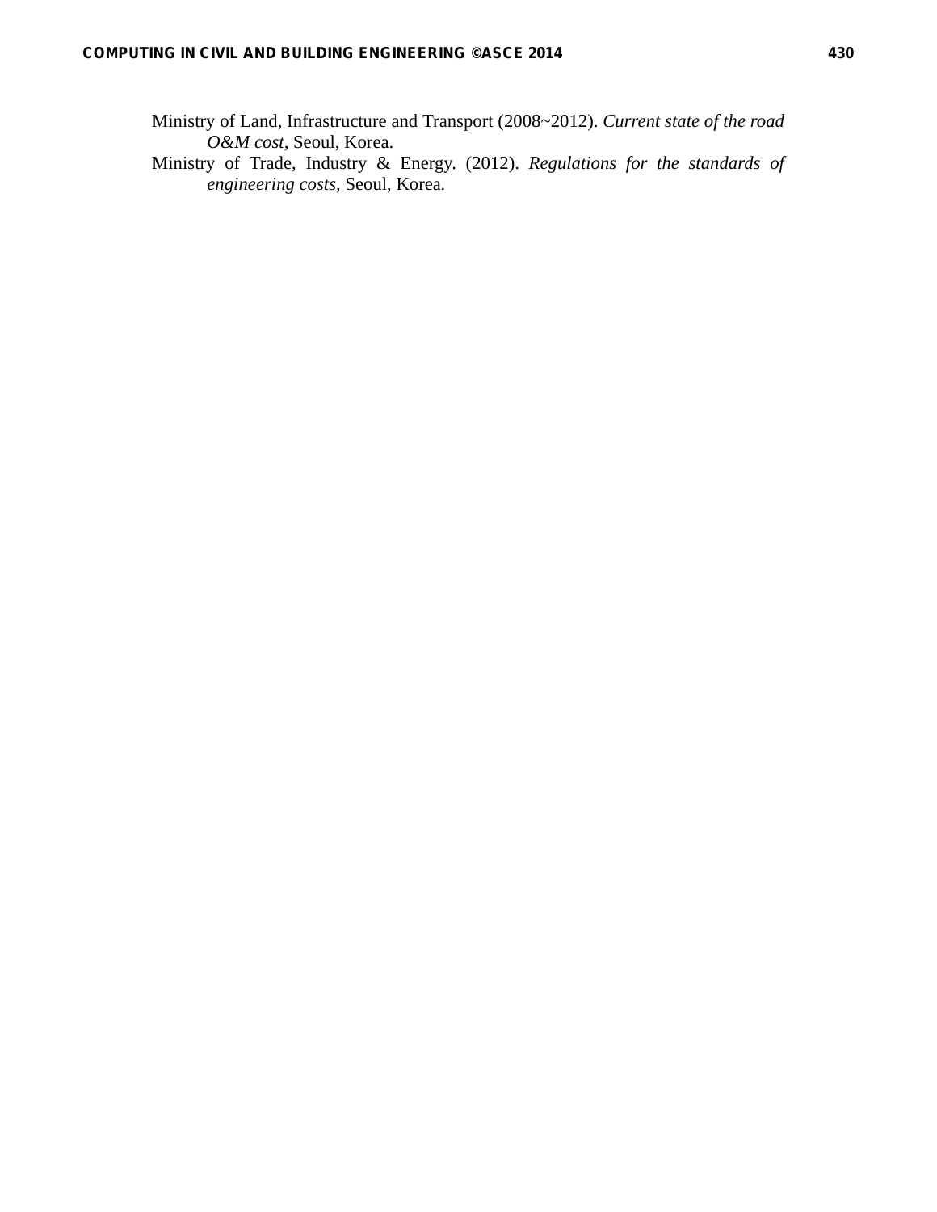Ministry of Land, Infrastructure and Transport (2008~2012). *Current state of the road O&M cost*, Seoul, Korea.

Ministry of Trade, Industry & Energy. (2012). *Regulations for the standards of engineering costs,* Seoul, Korea.